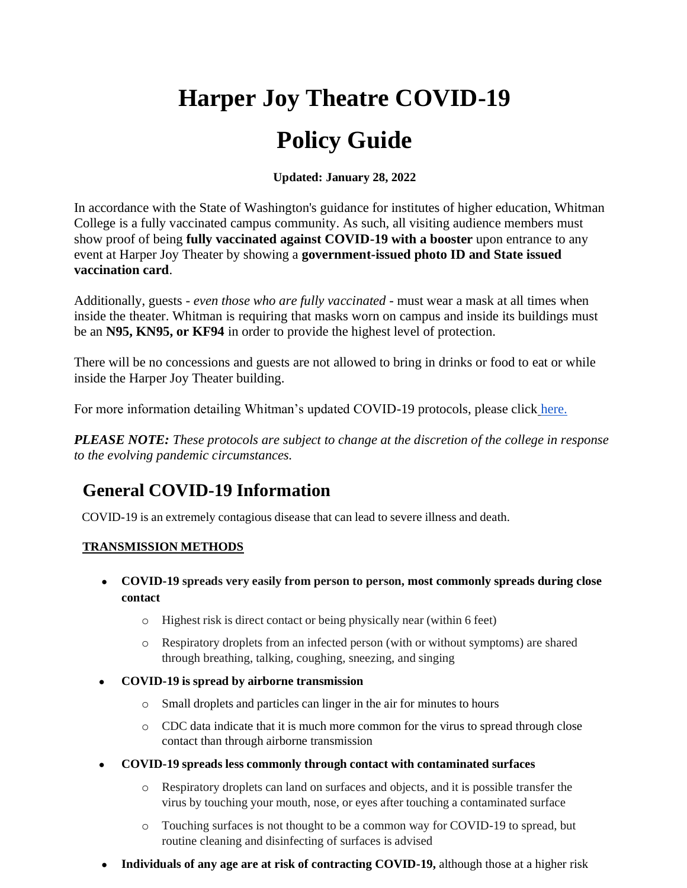# Harper Joy Theatre COVID-19 Policy Guide

**Updated: January 28, 2022**

In accordance with the State of Washington's guidance for institutes of higher education, Whitman College is a fully vaccinated campus community. As such, all visiting audience members must show proof of being **fully vaccinated against COVID-19 with a booster** upon entrance to any event at Harper Joy Theater by showing a **government-issued photo ID and State issued vaccination card**.

Additionally, guests - *even those who are fully vaccinated* - must wear a mask at all times when inside the theater. Whitman is requiring that masks worn on campus and inside its buildings must be an **N95, KN95, or KF94** in order to provide the highest level of protection.

There will be no concessions and guests are not allowed to bring in drinks or food to eat or while inside the Harper Joy Theater building.

For more information detailing Whitman's updated COVID-19 protocols, please click here.

***PLEASE NOTE:*** *These protocols are subject to change at the discretion of the college in response to the evolving pandemic circumstances.*

## General COVID-19 Information

COVID-19 is an extremely contagious disease that can lead to severe illness and death.

### TRANSMISSION METHODS

- **COVID-19 spreads very easily from person to person, most commonly spreads during close contact**
  - Highest risk is direct contact or being physically near (within 6 feet)
  - Respiratory droplets from an infected person (with or without symptoms) are shared through breathing, talking, coughing, sneezing, and singing
- **COVID-19 is spread by airborne transmission**
  - Small droplets and particles can linger in the air for minutes to hours
  - CDC data indicate that it is much more common for the virus to spread through close contact than through airborne transmission
- **COVID-19 spreads less commonly through contact with contaminated surfaces**
  - Respiratory droplets can land on surfaces and objects, and it is possible transfer the virus by touching your mouth, nose, or eyes after touching a contaminated surface
  - Touching surfaces is not thought to be a common way for COVID-19 to spread, but routine cleaning and disinfecting of surfaces is advised
- **Individuals of any age are at risk of contracting COVID-19,** although those at a higher risk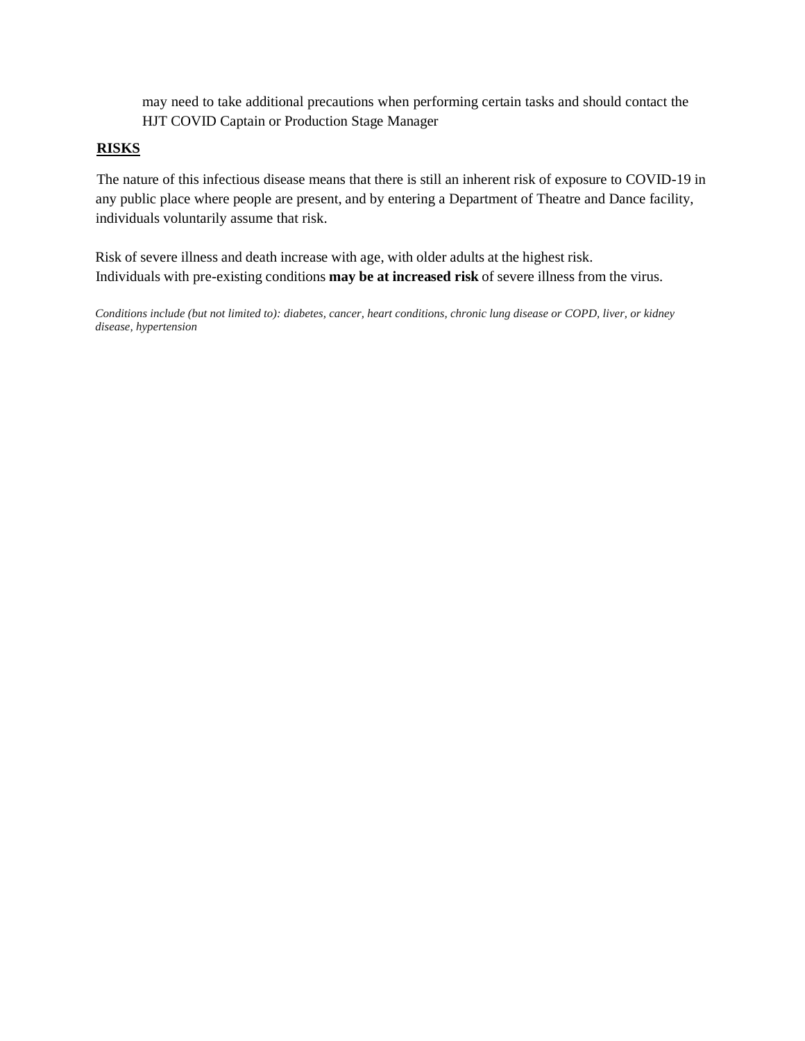may need to take additional precautions when performing certain tasks and should contact the HJT COVID Captain or Production Stage Manager

## RISKS

The nature of this infectious disease means that there is still an inherent risk of exposure to COVID-19 in any public place where people are present, and by entering a Department of Theatre and Dance facility, individuals voluntarily assume that risk.

Risk of severe illness and death increase with age, with older adults at the highest risk.
Individuals with pre-existing conditions **may be at increased risk** of severe illness from the virus.

*Conditions include (but not limited to): diabetes, cancer, heart conditions, chronic lung disease or COPD, liver, or kidney disease, hypertension*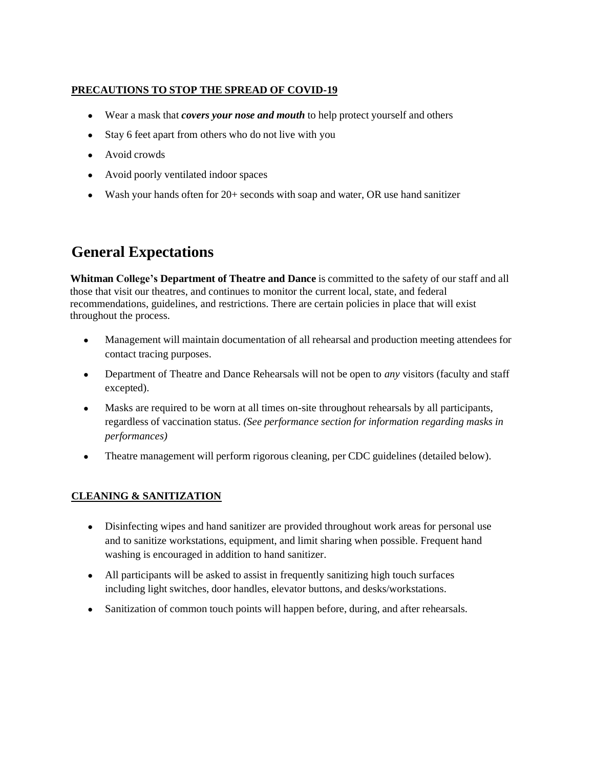**PRECAUTIONS TO STOP THE SPREAD OF COVID-19**

- Wear a mask that ***covers your nose and mouth*** to help protect yourself and others
- Stay 6 feet apart from others who do not live with you
- Avoid crowds
- Avoid poorly ventilated indoor spaces
- Wash your hands often for 20+ seconds with soap and water, OR use hand sanitizer

# General Expectations

**Whitman College's Department of Theatre and Dance** is committed to the safety of our staff and all those that visit our theatres, and continues to monitor the current local, state, and federal recommendations, guidelines, and restrictions. There are certain policies in place that will exist throughout the process.

- Management will maintain documentation of all rehearsal and production meeting attendees for contact tracing purposes.
- Department of Theatre and Dance Rehearsals will not be open to *any* visitors (faculty and staff excepted).
- Masks are required to be worn at all times on-site throughout rehearsals by all participants, regardless of vaccination status. *(See performance section for information regarding masks in performances)*
- Theatre management will perform rigorous cleaning, per CDC guidelines (detailed below).

**CLEANING & SANITIZATION**

- Disinfecting wipes and hand sanitizer are provided throughout work areas for personal use and to sanitize workstations, equipment, and limit sharing when possible. Frequent hand washing is encouraged in addition to hand sanitizer.
- All participants will be asked to assist in frequently sanitizing high touch surfaces including light switches, door handles, elevator buttons, and desks/workstations.
- Sanitization of common touch points will happen before, during, and after rehearsals.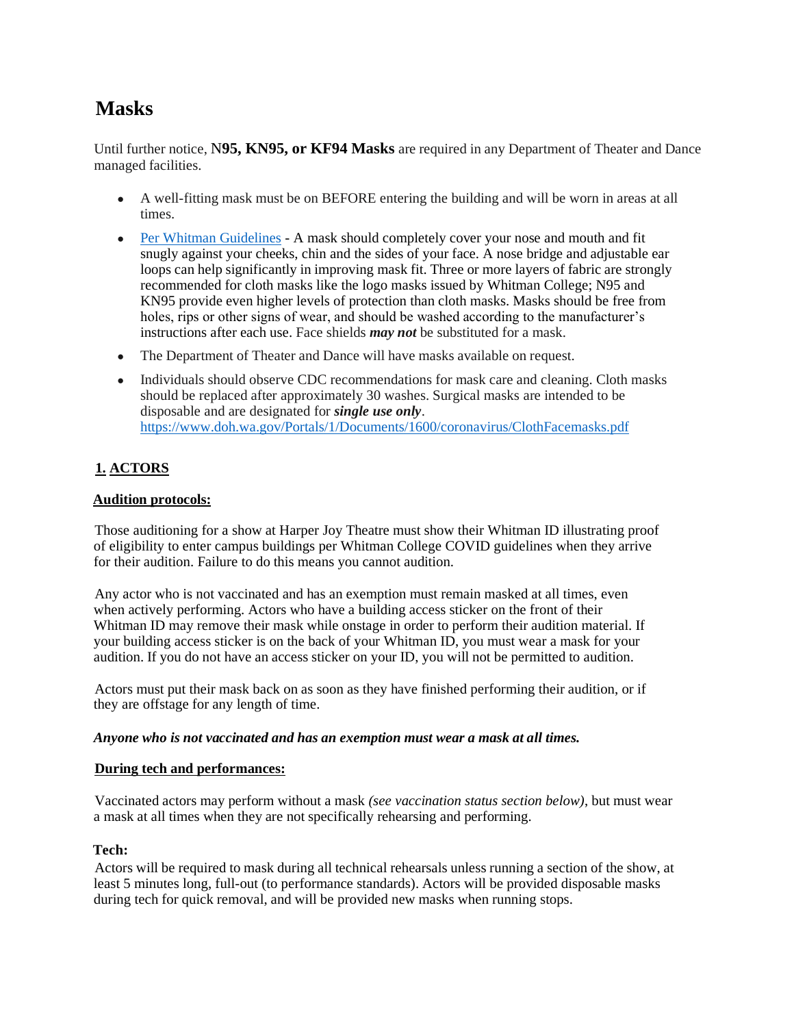# Masks

Until further notice, **N95, KN95, or KF94 Masks** are required in any Department of Theater and Dance managed facilities.

- A well-fitting mask must be on BEFORE entering the building and will be worn in areas at all times.
- [Per Whitman Guidelines](https://www.whitman.edu) - A mask should completely cover your nose and mouth and fit snugly against your cheeks, chin and the sides of your face. A nose bridge and adjustable ear loops can help significantly in improving mask fit. Three or more layers of fabric are strongly recommended for cloth masks like the logo masks issued by Whitman College; N95 and KN95 provide even higher levels of protection than cloth masks. Masks should be free from holes, rips or other signs of wear, and should be washed according to the manufacturer's instructions after each use. Face shields ***may not*** be substituted for a mask.
- The Department of Theater and Dance will have masks available on request.
- Individuals should observe CDC recommendations for mask care and cleaning. Cloth masks should be replaced after approximately 30 washes. Surgical masks are intended to be disposable and are designated for ***single use only***. https://www.doh.wa.gov/Portals/1/Documents/1600/coronavirus/ClothFacemasks.pdf

## 1. ACTORS

### Audition protocols:

Those auditioning for a show at Harper Joy Theatre must show their Whitman ID illustrating proof of eligibility to enter campus buildings per Whitman College COVID guidelines when they arrive for their audition. Failure to do this means you cannot audition.

Any actor who is not vaccinated and has an exemption must remain masked at all times, even when actively performing. Actors who have a building access sticker on the front of their Whitman ID may remove their mask while onstage in order to perform their audition material. If your building access sticker is on the back of your Whitman ID, you must wear a mask for your audition. If you do not have an access sticker on your ID, you will not be permitted to audition.

Actors must put their mask back on as soon as they have finished performing their audition, or if they are offstage for any length of time.

***Anyone who is not vaccinated and has an exemption must wear a mask at all times.***

### During tech and performances:

Vaccinated actors may perform without a mask *(see vaccination status section below)*, but must wear a mask at all times when they are not specifically rehearsing and performing.

**Tech:**

Actors will be required to mask during all technical rehearsals unless running a section of the show, at least 5 minutes long, full-out (to performance standards). Actors will be provided disposable masks during tech for quick removal, and will be provided new masks when running stops.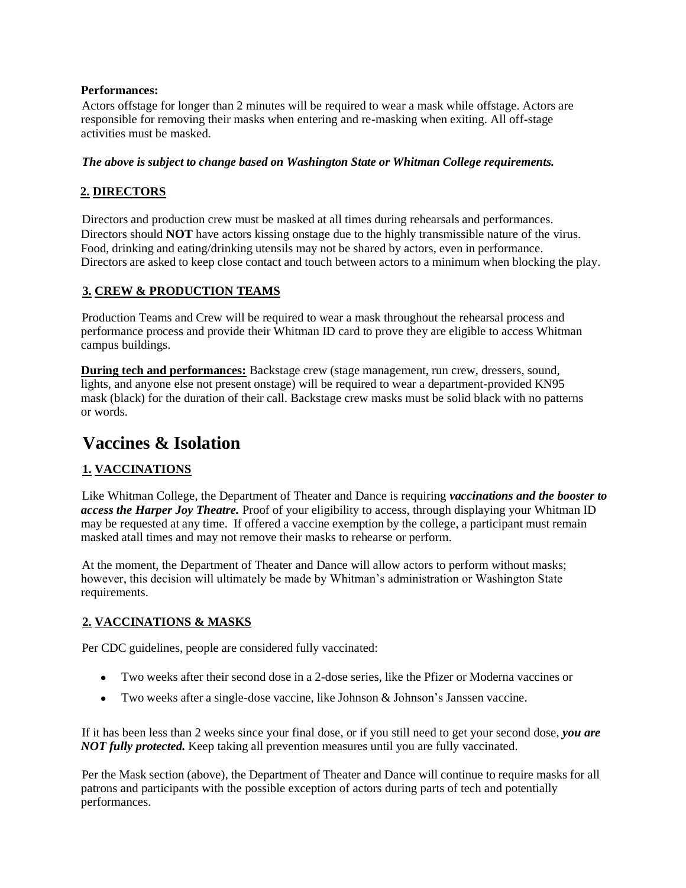**Performances:**
Actors offstage for longer than 2 minutes will be required to wear a mask while offstage. Actors are responsible for removing their masks when entering and re-masking when exiting. All off-stage activities must be masked.

***The above is subject to change based on Washington State or Whitman College requirements.***

### 2. DIRECTORS

Directors and production crew must be masked at all times during rehearsals and performances. Directors should **NOT** have actors kissing onstage due to the highly transmissible nature of the virus. Food, drinking and eating/drinking utensils may not be shared by actors, even in performance. Directors are asked to keep close contact and touch between actors to a minimum when blocking the play.

### 3. CREW & PRODUCTION TEAMS

Production Teams and Crew will be required to wear a mask throughout the rehearsal process and performance process and provide their Whitman ID card to prove they are eligible to access Whitman campus buildings.

**During tech and performances:** Backstage crew (stage management, run crew, dressers, sound, lights, and anyone else not present onstage) will be required to wear a department-provided KN95 mask (black) for the duration of their call. Backstage crew masks must be solid black with no patterns or words.

# Vaccines & Isolation

### 1. VACCINATIONS

Like Whitman College, the Department of Theater and Dance is requiring ***vaccinations and the booster to access the Harper Joy Theatre.*** Proof of your eligibility to access, through displaying your Whitman ID may be requested at any time. If offered a vaccine exemption by the college, a participant must remain masked atall times and may not remove their masks to rehearse or perform.

At the moment, the Department of Theater and Dance will allow actors to perform without masks; however, this decision will ultimately be made by Whitman's administration or Washington State requirements.

### 2. VACCINATIONS & MASKS

Per CDC guidelines, people are considered fully vaccinated:

- Two weeks after their second dose in a 2-dose series, like the Pfizer or Moderna vaccines or
- Two weeks after a single-dose vaccine, like Johnson & Johnson's Janssen vaccine.

If it has been less than 2 weeks since your final dose, or if you still need to get your second dose, ***you are NOT fully protected.*** Keep taking all prevention measures until you are fully vaccinated.

Per the Mask section (above), the Department of Theater and Dance will continue to require masks for all patrons and participants with the possible exception of actors during parts of tech and potentially performances.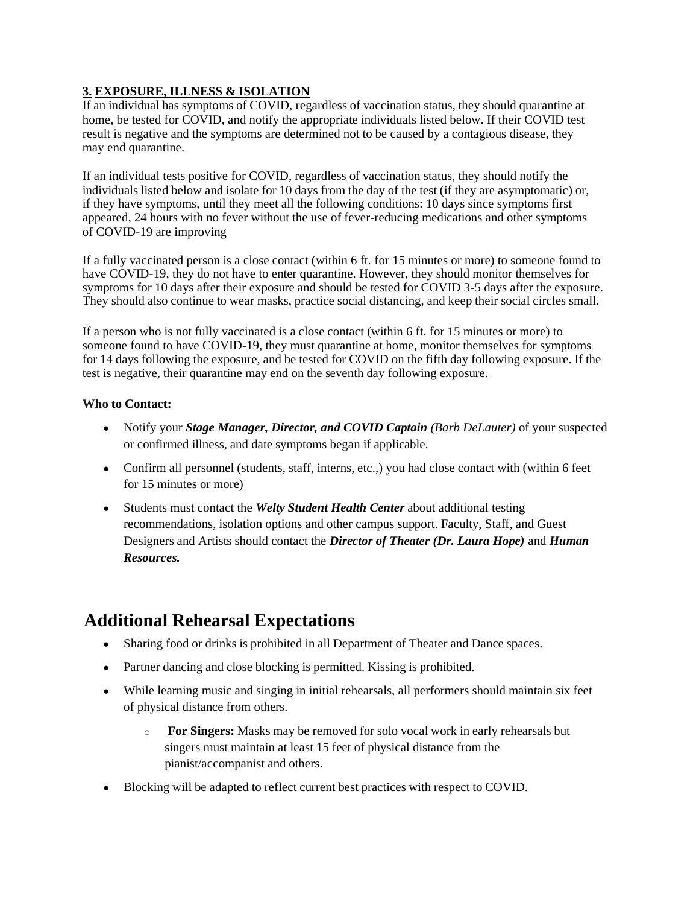### 3. EXPOSURE, ILLNESS & ISOLATION

If an individual has symptoms of COVID, regardless of vaccination status, they should quarantine at home, be tested for COVID, and notify the appropriate individuals listed below. If their COVID test result is negative and the symptoms are determined not to be caused by a contagious disease, they may end quarantine.

If an individual tests positive for COVID, regardless of vaccination status, they should notify the individuals listed below and isolate for 10 days from the day of the test (if they are asymptomatic) or, if they have symptoms, until they meet all the following conditions: 10 days since symptoms first appeared, 24 hours with no fever without the use of fever-reducing medications and other symptoms of COVID-19 are improving

If a fully vaccinated person is a close contact (within 6 ft. for 15 minutes or more) to someone found to have COVID-19, they do not have to enter quarantine. However, they should monitor themselves for symptoms for 10 days after their exposure and should be tested for COVID 3-5 days after the exposure. They should also continue to wear masks, practice social distancing, and keep their social circles small.

If a person who is not fully vaccinated is a close contact (within 6 ft. for 15 minutes or more) to someone found to have COVID-19, they must quarantine at home, monitor themselves for symptoms for 14 days following the exposure, and be tested for COVID on the fifth day following exposure. If the test is negative, their quarantine may end on the seventh day following exposure.

**Who to Contact:**

- Notify your ***Stage Manager, Director, and COVID Captain*** *(Barb DeLauter)* of your suspected or confirmed illness, and date symptoms began if applicable.
- Confirm all personnel (students, staff, interns, etc.,) you had close contact with (within 6 feet for 15 minutes or more)
- Students must contact the ***Welty Student Health Center*** about additional testing recommendations, isolation options and other campus support. Faculty, Staff, and Guest Designers and Artists should contact the ***Director of Theater (Dr. Laura Hope)*** and ***Human Resources.***

## Additional Rehearsal Expectations

- Sharing food or drinks is prohibited in all Department of Theater and Dance spaces.
- Partner dancing and close blocking is permitted. Kissing is prohibited.
- While learning music and singing in initial rehearsals, all performers should maintain six feet of physical distance from others.
  - **For Singers:** Masks may be removed for solo vocal work in early rehearsals but singers must maintain at least 15 feet of physical distance from the pianist/accompanist and others.
- Blocking will be adapted to reflect current best practices with respect to COVID.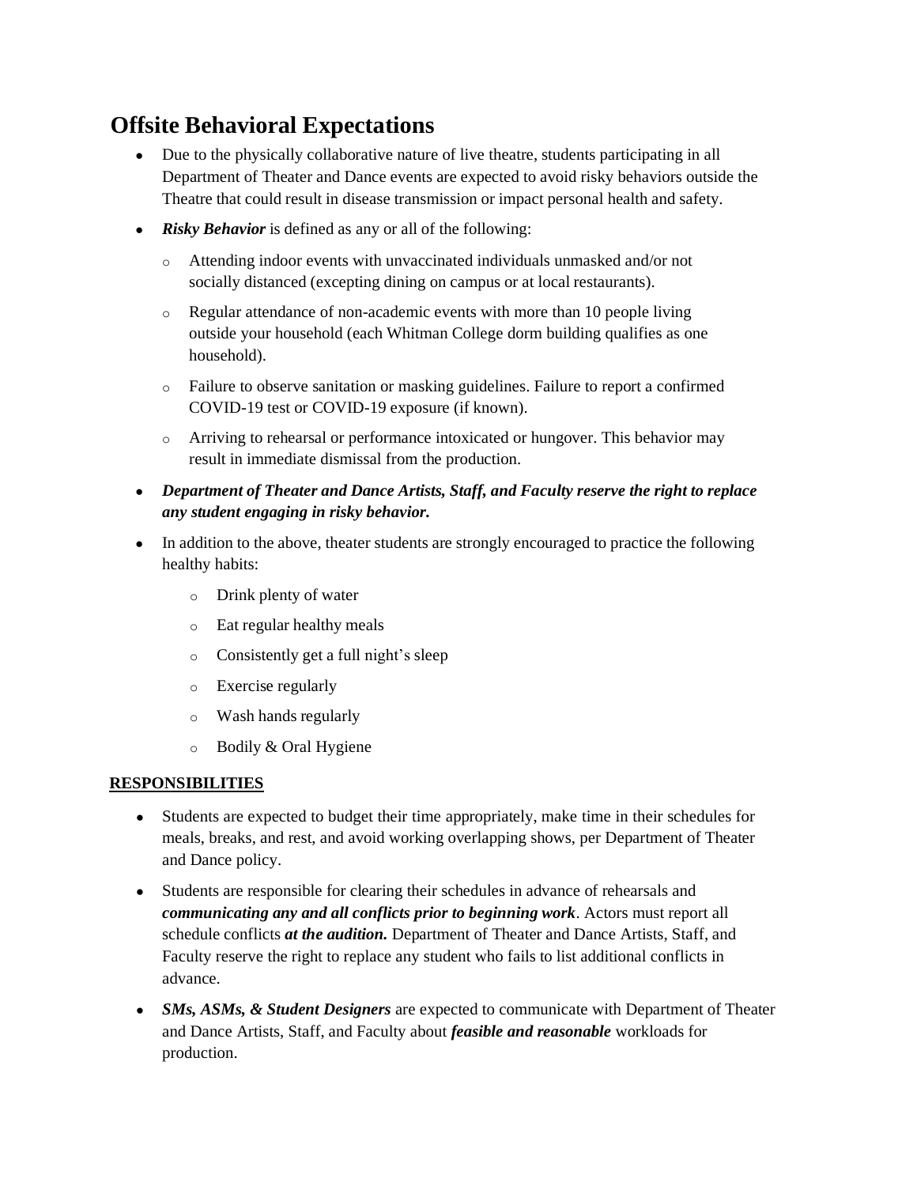# Offsite Behavioral Expectations

- Due to the physically collaborative nature of live theatre, students participating in all Department of Theater and Dance events are expected to avoid risky behaviors outside the Theatre that could result in disease transmission or impact personal health and safety.
- ***Risky Behavior*** is defined as any or all of the following:
  - Attending indoor events with unvaccinated individuals unmasked and/or not socially distanced (excepting dining on campus or at local restaurants).
  - Regular attendance of non-academic events with more than 10 people living outside your household (each Whitman College dorm building qualifies as one household).
  - Failure to observe sanitation or masking guidelines. Failure to report a confirmed COVID-19 test or COVID-19 exposure (if known).
  - Arriving to rehearsal or performance intoxicated or hungover. This behavior may result in immediate dismissal from the production.
- ***Department of Theater and Dance Artists, Staff, and Faculty reserve the right to replace any student engaging in risky behavior.***
- In addition to the above, theater students are strongly encouraged to practice the following healthy habits:
  - Drink plenty of water
  - Eat regular healthy meals
  - Consistently get a full night's sleep
  - Exercise regularly
  - Wash hands regularly
  - Bodily & Oral Hygiene

## RESPONSIBILITIES

- Students are expected to budget their time appropriately, make time in their schedules for meals, breaks, and rest, and avoid working overlapping shows, per Department of Theater and Dance policy.
- Students are responsible for clearing their schedules in advance of rehearsals and ***communicating any and all conflicts prior to beginning work***. Actors must report all schedule conflicts ***at the audition.*** Department of Theater and Dance Artists, Staff, and Faculty reserve the right to replace any student who fails to list additional conflicts in advance.
- ***SMs, ASMs, & Student Designers*** are expected to communicate with Department of Theater and Dance Artists, Staff, and Faculty about ***feasible and reasonable*** workloads for production.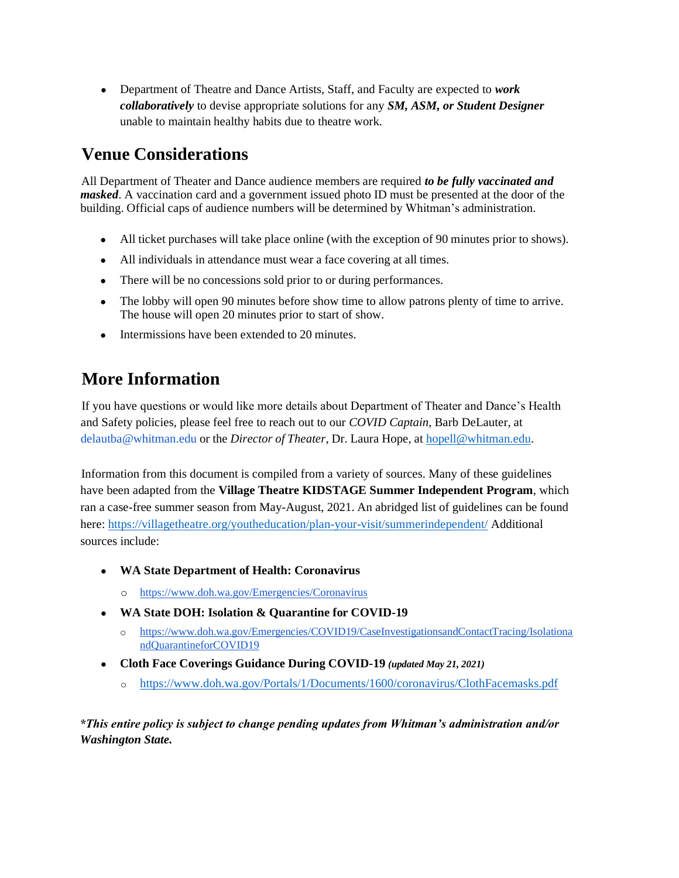- Department of Theatre and Dance Artists, Staff, and Faculty are expected to ***work collaboratively*** to devise appropriate solutions for any ***SM, ASM, or Student Designer*** unable to maintain healthy habits due to theatre work.

## Venue Considerations

All Department of Theater and Dance audience members are required ***to be fully vaccinated and masked***. A vaccination card and a government issued photo ID must be presented at the door of the building. Official caps of audience numbers will be determined by Whitman's administration.

- All ticket purchases will take place online (with the exception of 90 minutes prior to shows).
- All individuals in attendance must wear a face covering at all times.
- There will be no concessions sold prior to or during performances.
- The lobby will open 90 minutes before show time to allow patrons plenty of time to arrive. The house will open 20 minutes prior to start of show.
- Intermissions have been extended to 20 minutes.

## More Information

If you have questions or would like more details about Department of Theater and Dance's Health and Safety policies, please feel free to reach out to our *COVID Captain*, Barb DeLauter, at delautba@whitman.edu or the *Director of Theater*, Dr. Laura Hope, at hopell@whitman.edu.

Information from this document is compiled from a variety of sources. Many of these guidelines have been adapted from the **Village Theatre KIDSTAGE Summer Independent Program**, which ran a case-free summer season from May-August, 2021. An abridged list of guidelines can be found here: https://villagetheatre.org/youtheducation/plan-your-visit/summerindependent/ Additional sources include:

- **WA State Department of Health: Coronavirus**
  - https://www.doh.wa.gov/Emergencies/Coronavirus
- **WA State DOH: Isolation & Quarantine for COVID-19**
  - https://www.doh.wa.gov/Emergencies/COVID19/CaseInvestigationsandContactTracing/IsolationandQuarantineforCOVID19
- **Cloth Face Coverings Guidance During COVID-19** ***(updated May 21, 2021)***
  - https://www.doh.wa.gov/Portals/1/Documents/1600/coronavirus/ClothFacemasks.pdf

***\*This entire policy is subject to change pending updates from Whitman's administration and/or Washington State.***